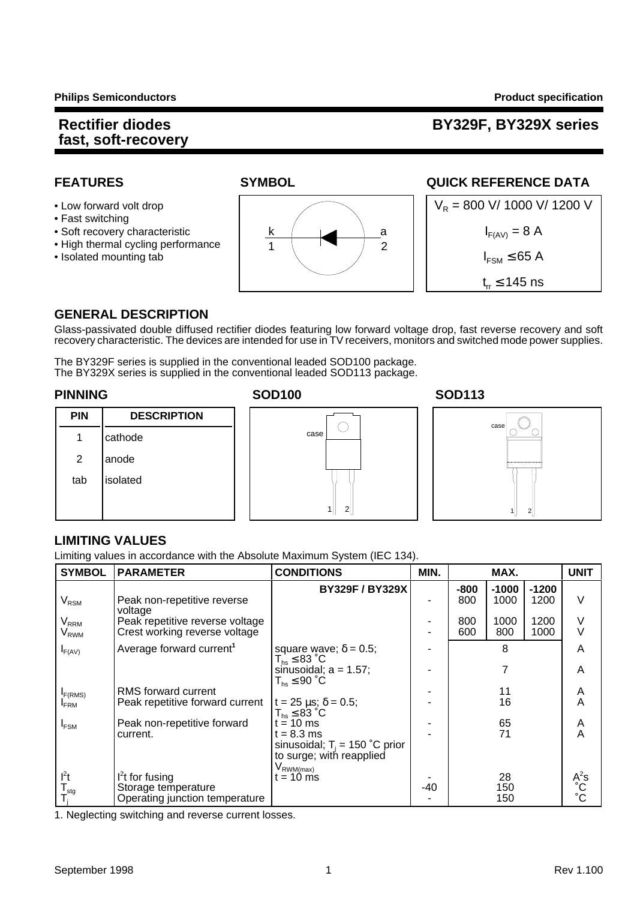# Rectifier diodes fast, soft-recovery

# BY329F, BY329X series

## FEATURES

- Low forward volt drop
- Fast switching
- Soft recovery characteristic
- High thermal cycling performance
- Isolated mounting tab

## SYMBOL

k 1 — a 2

## QUICK REFERENCE DATA

$V_R$ = 800 V/ 1000 V/ 1200 V

$I_{F(AV)}$ = 8 A

$I_{FSM}$ ≤ 65 A

$t_{rr}$ ≤ 145 ns

## GENERAL DESCRIPTION

Glass-passivated double diffused rectifier diodes featuring low forward voltage drop, fast reverse recovery and soft recovery characteristic. The devices are intended for use in TV receivers, monitors and switched mode power supplies.

The BY329F series is supplied in the conventional leaded SOD100 package.
The BY329X series is supplied in the conventional leaded SOD113 package.

## PINNING

| PIN | DESCRIPTION |
|---|---|
| 1 | cathode |
| 2 | anode |
| tab | isolated |

## SOD100

## SOD113

## LIMITING VALUES

Limiting values in accordance with the Absolute Maximum System (IEC 134).

| SYMBOL | PARAMETER | CONDITIONS | MIN. | MAX. | | | UNIT |
|---|---|---|---|---|---|---|---|
| | | **BY329F / BY329X** | | **-800** | **-1000** | **-1200** | |
| $V_{RSM}$ | Peak non-repetitive reverse voltage | | - | 800 | 1000 | 1200 | V |
| $V_{RRM}$ | Peak repetitive reverse voltage | | - | 800 | 1000 | 1200 | V |
| $V_{RWM}$ | Crest working reverse voltage | | - | 600 | 800 | 1000 | V |
| $I_{F(AV)}$ | Average forward current[1] | square wave; δ = 0.5; $T_{hs}$ ≤ 83 ˚C | - | 8 | | | A |
| | | sinusoidal; a = 1.57; $T_{hs}$ ≤ 90 ˚C | - | 7 | | | A |
| $I_{F(RMS)}$ | RMS forward current | | - | 11 | | | A |
| $I_{FRM}$ | Peak repetitive forward current | t = 25 µs; δ = 0.5; $T_{hs}$ ≤ 83 ˚C | - | 16 | | | A |
| $I_{FSM}$ | Peak non-repetitive forward current. | t = 10 ms | - | 65 | | | A |
| | | t = 8.3 ms sinusoidal; $T_j$ = 150 ˚C prior to surge; with reapplied $V_{RWM(max)}$ | - | 71 | | | A |
| $I^2t$ | $I^2t$ for fusing | t = 10 ms | - | 28 | | | $A^2s$ |
| $T_{stg}$ | Storage temperature | | -40 | 150 | | | ˚C |
| $T_j$ | Operating junction temperature | | - | 150 | | | ˚C |

1. Neglecting switching and reverse current losses.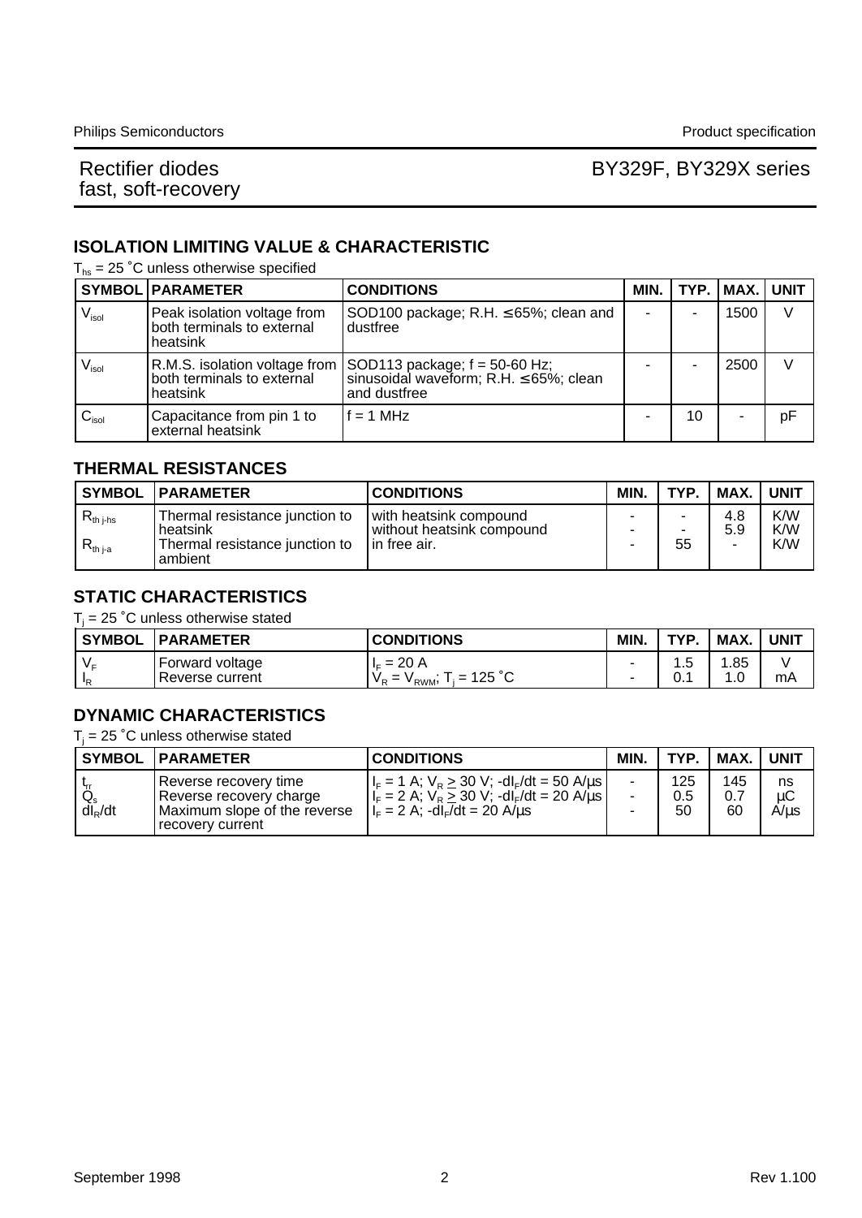## ISOLATION LIMITING VALUE & CHARACTERISTIC

$T_{hs}$ = 25 ˚C unless otherwise specified

| SYMBOL | PARAMETER | CONDITIONS | MIN. | TYP. | MAX. | UNIT |
|---|---|---|---|---|---|---|
| $V_{isol}$ | Peak isolation voltage from both terminals to external heatsink | SOD100 package; R.H. ≤ 65%; clean and dustfree | - | - | 1500 | V |
| $V_{isol}$ | R.M.S. isolation voltage from both terminals to external heatsink | SOD113 package; f = 50-60 Hz; sinusoidal waveform; R.H. ≤ 65%; clean and dustfree | - | - | 2500 | V |
| $C_{isol}$ | Capacitance from pin 1 to external heatsink | f = 1 MHz | - | 10 | - | pF |

## THERMAL RESISTANCES

| SYMBOL | PARAMETER | CONDITIONS | MIN. | TYP. | MAX. | UNIT |
|---|---|---|---|---|---|---|
| $R_{th\ j-hs}$ | Thermal resistance junction to heatsink | with heatsink compound | - | - | 4.8 | K/W |
| | | without heatsink compound | - | - | 5.9 | K/W |
| $R_{th\ j-a}$ | Thermal resistance junction to ambient | in free air. | - | 55 | - | K/W |

## STATIC CHARACTERISTICS

$T_j$ = 25 ˚C unless otherwise stated

| SYMBOL | PARAMETER | CONDITIONS | MIN. | TYP. | MAX. | UNIT |
|---|---|---|---|---|---|---|
| $V_F$ | Forward voltage | $I_F$ = 20 A | - | 1.5 | 1.85 | V |
| $I_R$ | Reverse current | $V_R = V_{RWM}$; $T_j$ = 125 ˚C | - | 0.1 | 1.0 | mA |

## DYNAMIC CHARACTERISTICS

$T_j$ = 25 ˚C unless otherwise stated

| SYMBOL | PARAMETER | CONDITIONS | MIN. | TYP. | MAX. | UNIT |
|---|---|---|---|---|---|---|
| $t_{rr}$ | Reverse recovery time | $I_F$ = 1 A; $V_R \geq$ 30 V; $-dI_F/dt$ = 50 A/μs | - | 125 | 145 | ns |
| $Q_s$ | Reverse recovery charge | $I_F$ = 2 A; $V_R \geq$ 30 V; $-dI_F/dt$ = 20 A/μs | - | 0.5 | 0.7 | μC |
| $dI_R/dt$ | Maximum slope of the reverse recovery current | $I_F$ = 2 A; $-dI_F/dt$ = 20 A/μs | - | 50 | 60 | A/μs |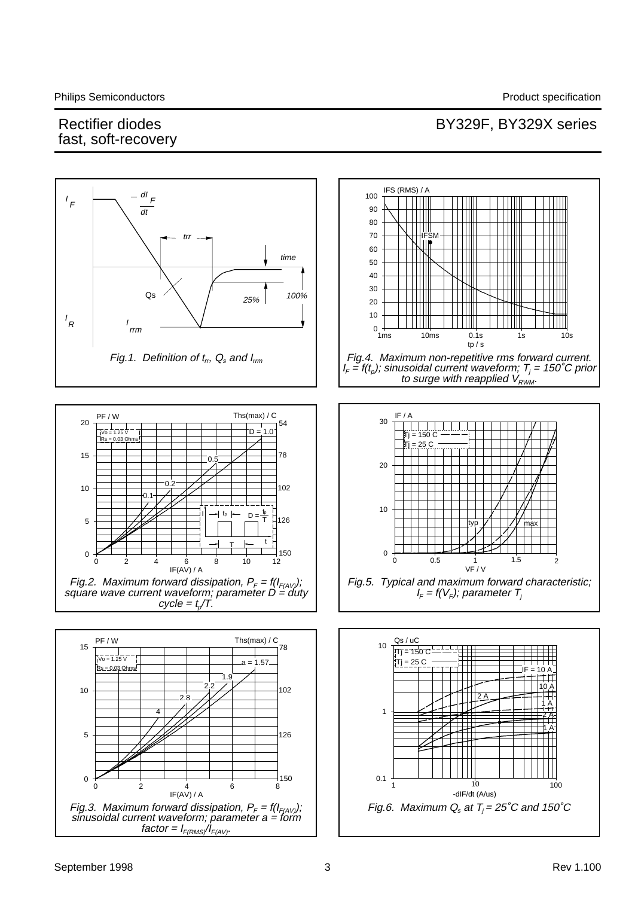Fig.1. Definition of $t_{rr}$, $Q_s$ and $I_{rrm}$

Fig.4. Maximum non-repetitive rms forward current. $I_F = f(t_p)$; sinusoidal current waveform; $T_j = 150˚C$ prior to surge with reapplied $V_{RWM}$.

Fig.2. Maximum forward dissipation, $P_F = f(I_{F(AV)})$; square wave current waveform; parameter D = duty cycle = $t_p/T$.

Fig.5. Typical and maximum forward characteristic; $I_F = f(V_F)$; parameter $T_j$

Fig.3. Maximum forward dissipation, $P_F = f(I_{F(AV)})$; sinusoidal current waveform; parameter a = form factor = $I_{F(RMS)}/I_{F(AV)}$.

Fig.6. Maximum $Q_s$ at $T_j = 25˚C$ and $150˚C$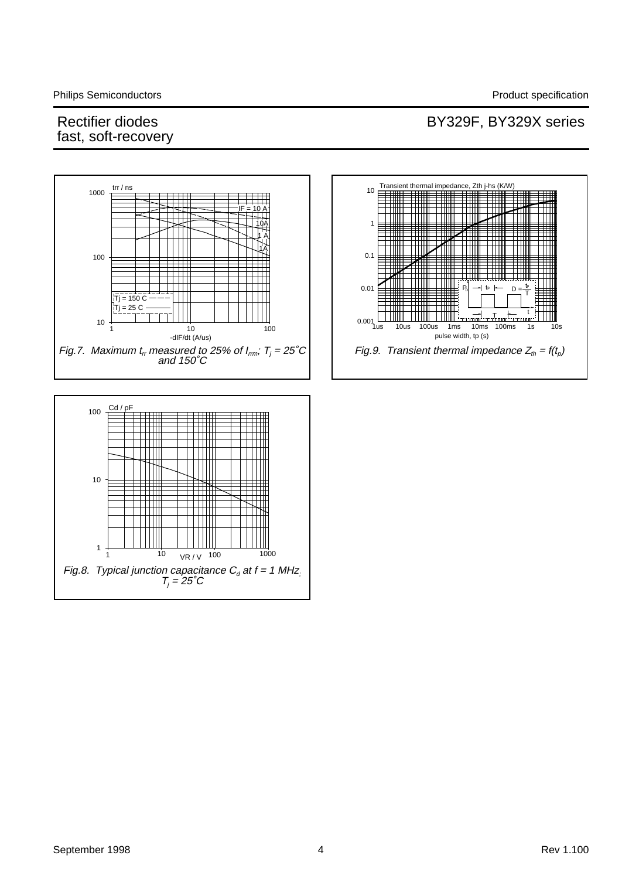Fig.7. Maximum $t_{rr}$ measured to 25% of $I_{rrm}$; $T_j$ = 25˚C and 150˚C

Fig.9. Transient thermal impedance $Z_{th} = f(t_p)$

Fig.8. Typical junction capacitance $C_d$ at f = 1 MHz; $T_j$ = 25˚C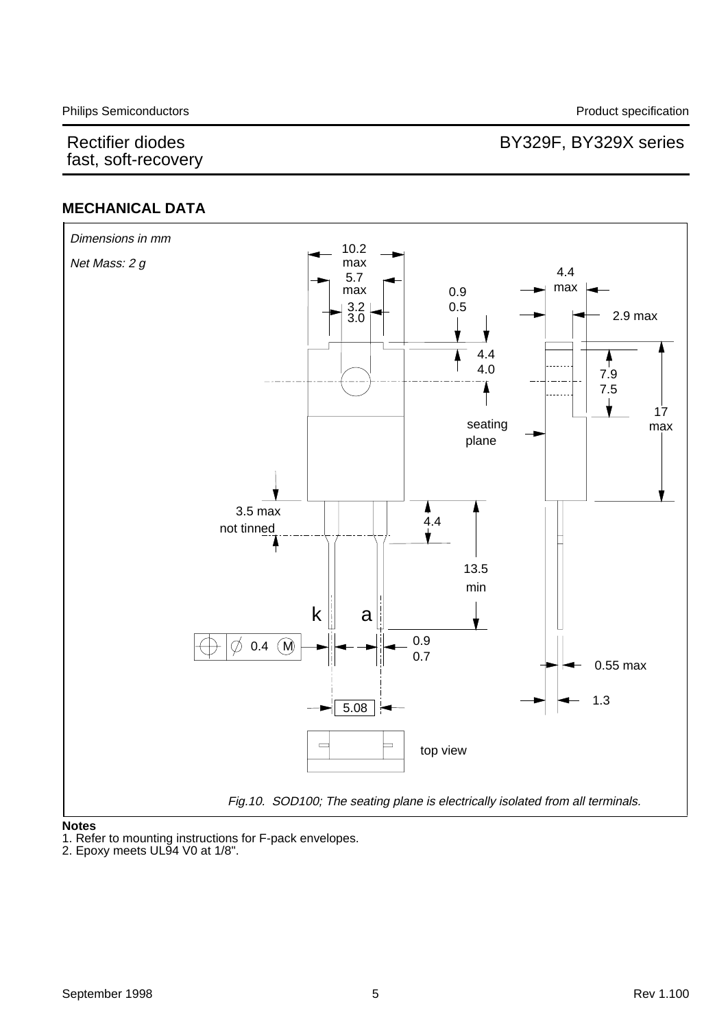## MECHANICAL DATA

*Dimensions in mm*

*Net Mass: 2 g*

*Fig.10. SOD100; The seating plane is electrically isolated from all terminals.*

**Notes**

1. Refer to mounting instructions for F-pack envelopes.
2. Epoxy meets UL94 V0 at 1/8".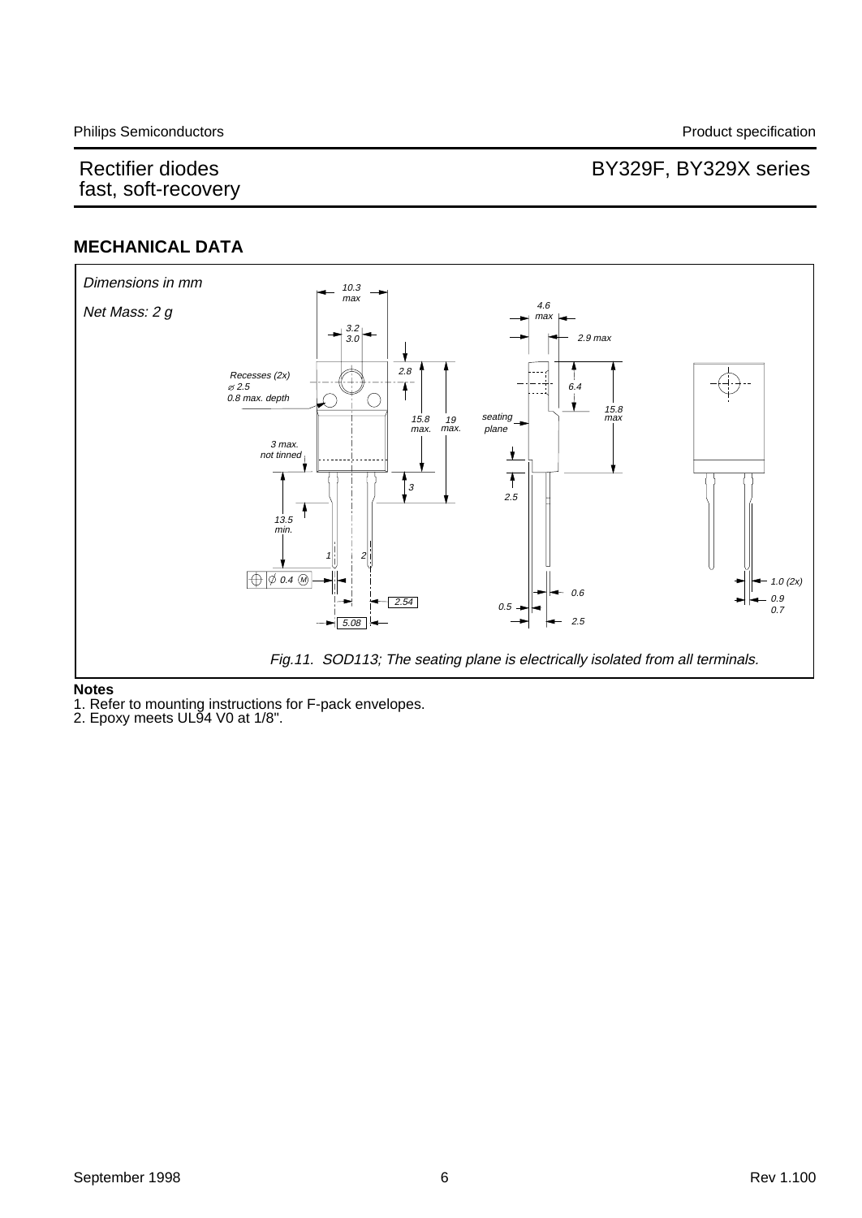## MECHANICAL DATA

Dimensions in mm

Net Mass: 2 g

Fig.11. SOD113; The seating plane is electrically isolated from all terminals.

**Notes**

1. Refer to mounting instructions for F-pack envelopes.
2. Epoxy meets UL94 V0 at 1/8".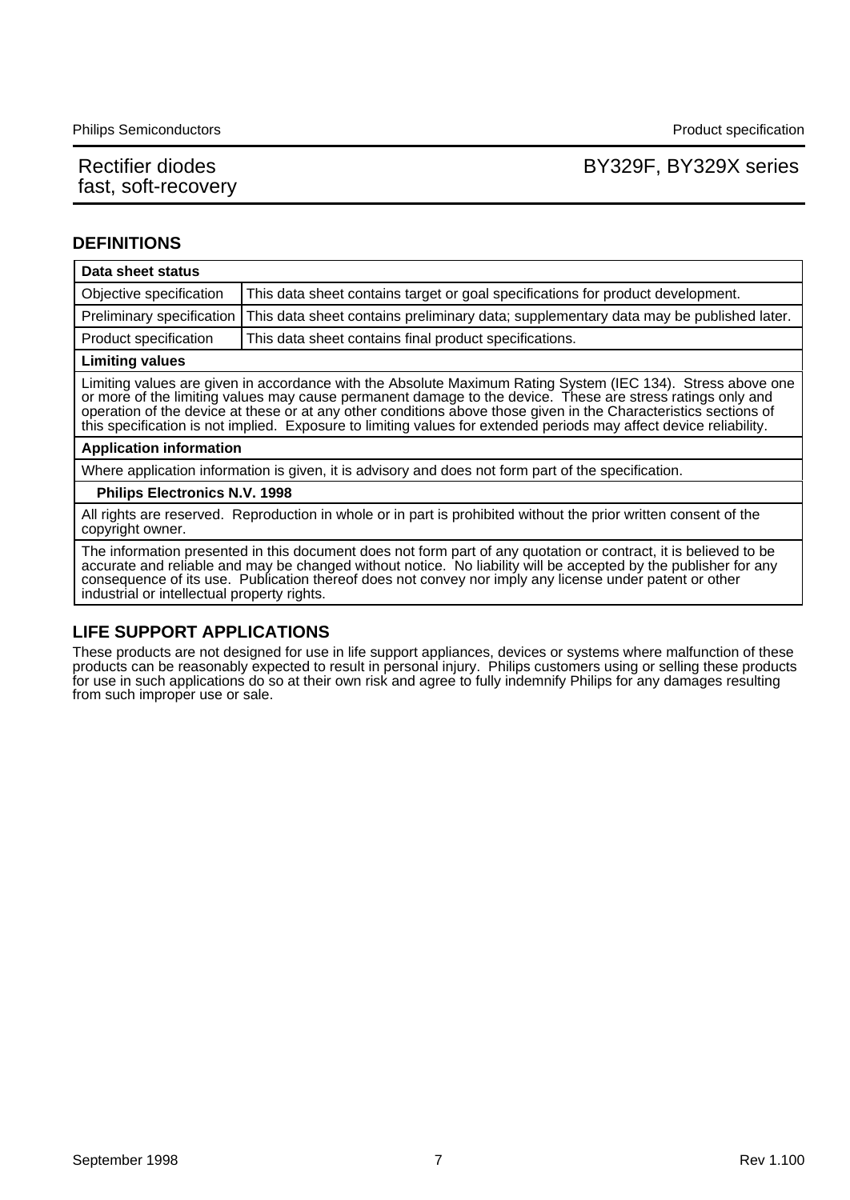## DEFINITIONS

| | |
|---|---|
| **Data sheet status** | |
| Objective specification | This data sheet contains target or goal specifications for product development. |
| Preliminary specification | This data sheet contains preliminary data; supplementary data may be published later. |
| Product specification | This data sheet contains final product specifications. |
| **Limiting values** | |
| Limiting values are given in accordance with the Absolute Maximum Rating System (IEC 134). Stress above one or more of the limiting values may cause permanent damage to the device. These are stress ratings only and operation of the device at these or at any other conditions above those given in the Characteristics sections of this specification is not implied. Exposure to limiting values for extended periods may affect device reliability. | |
| **Application information** | |
| Where application information is given, it is advisory and does not form part of the specification. | |
| **Philips Electronics N.V. 1998** | |
| All rights are reserved. Reproduction in whole or in part is prohibited without the prior written consent of the copyright owner. | |
| The information presented in this document does not form part of any quotation or contract, it is believed to be accurate and reliable and may be changed without notice. No liability will be accepted by the publisher for any consequence of its use. Publication thereof does not convey nor imply any license under patent or other industrial or intellectual property rights. | |

## LIFE SUPPORT APPLICATIONS

These products are not designed for use in life support appliances, devices or systems where malfunction of these products can be reasonably expected to result in personal injury. Philips customers using or selling these products for use in such applications do so at their own risk and agree to fully indemnify Philips for any damages resulting from such improper use or sale.